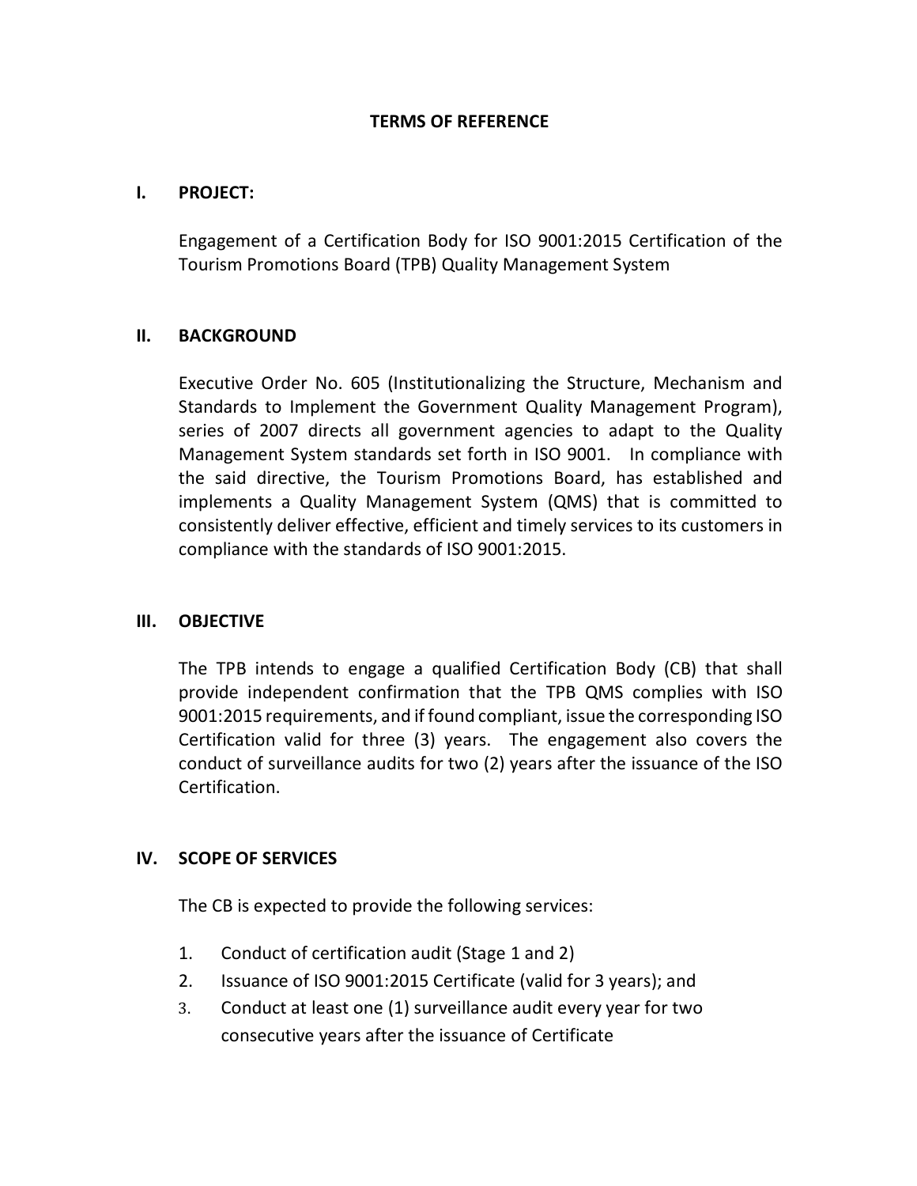# TERMS OF REFERENCE

## I. PROJECT:

Engagement of a Certification Body for ISO 9001:2015 Certification of the Tourism Promotions Board (TPB) Quality Management System

## II. BACKGROUND

Executive Order No. 605 (Institutionalizing the Structure, Mechanism and Standards to Implement the Government Quality Management Program), series of 2007 directs all government agencies to adapt to the Quality Management System standards set forth in ISO 9001. In compliance with the said directive, the Tourism Promotions Board, has established and implements a Quality Management System (QMS) that is committed to consistently deliver effective, efficient and timely services to its customers in compliance with the standards of ISO 9001:2015.

## III. OBJECTIVE

The TPB intends to engage a qualified Certification Body (CB) that shall provide independent confirmation that the TPB QMS complies with ISO 9001:2015 requirements, and if found compliant, issue the corresponding ISO Certification valid for three (3) years. The engagement also covers the conduct of surveillance audits for two (2) years after the issuance of the ISO Certification.

## IV. SCOPE OF SERVICES

The CB is expected to provide the following services:

1. Conduct of certification audit (Stage 1 and 2)
2. Issuance of ISO 9001:2015 Certificate (valid for 3 years); and
3. Conduct at least one (1) surveillance audit every year for two consecutive years after the issuance of Certificate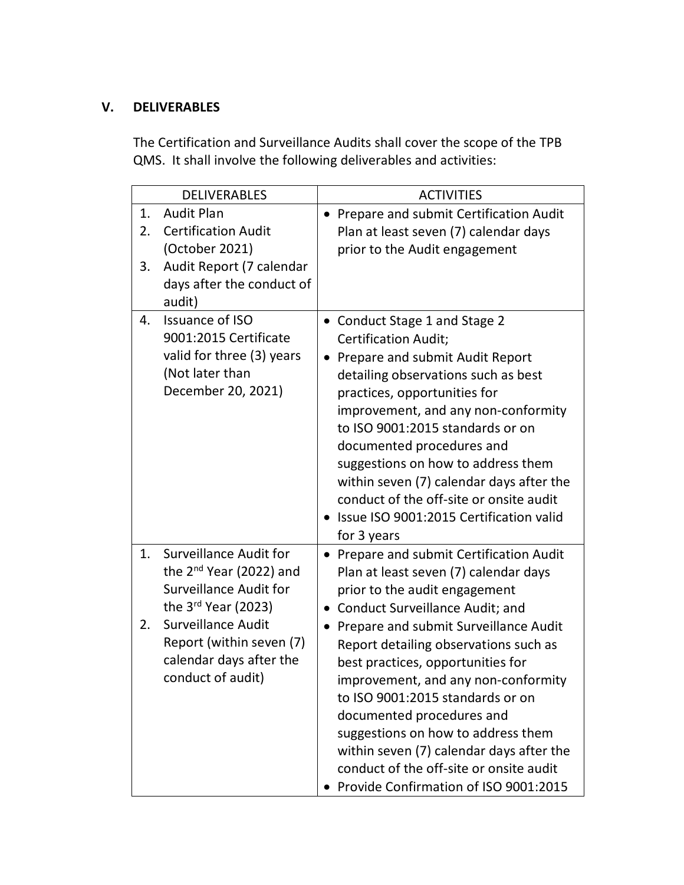## V. DELIVERABLES

The Certification and Surveillance Audits shall cover the scope of the TPB QMS. It shall involve the following deliverables and activities:

| DELIVERABLES | ACTIVITIES |
|---|---|
| 1. Audit Plan<br>2. Certification Audit (October 2021)<br>3. Audit Report (7 calendar days after the conduct of audit) | • Prepare and submit Certification Audit Plan at least seven (7) calendar days prior to the Audit engagement |
| 4. Issuance of ISO 9001:2015 Certificate valid for three (3) years (Not later than December 20, 2021) | • Conduct Stage 1 and Stage 2 Certification Audit;<br>• Prepare and submit Audit Report detailing observations such as best practices, opportunities for improvement, and any non-conformity to ISO 9001:2015 standards or on documented procedures and suggestions on how to address them within seven (7) calendar days after the conduct of the off-site or onsite audit<br>• Issue ISO 9001:2015 Certification valid for 3 years |
| 1. Surveillance Audit for the 2nd Year (2022) and Surveillance Audit for the 3rd Year (2023)<br>2. Surveillance Audit Report (within seven (7) calendar days after the conduct of audit) | • Prepare and submit Certification Audit Plan at least seven (7) calendar days prior to the audit engagement<br>• Conduct Surveillance Audit; and<br>• Prepare and submit Surveillance Audit Report detailing observations such as best practices, opportunities for improvement, and any non-conformity to ISO 9001:2015 standards or on documented procedures and suggestions on how to address them within seven (7) calendar days after the conduct of the off-site or onsite audit<br>• Provide Confirmation of ISO 9001:2015 |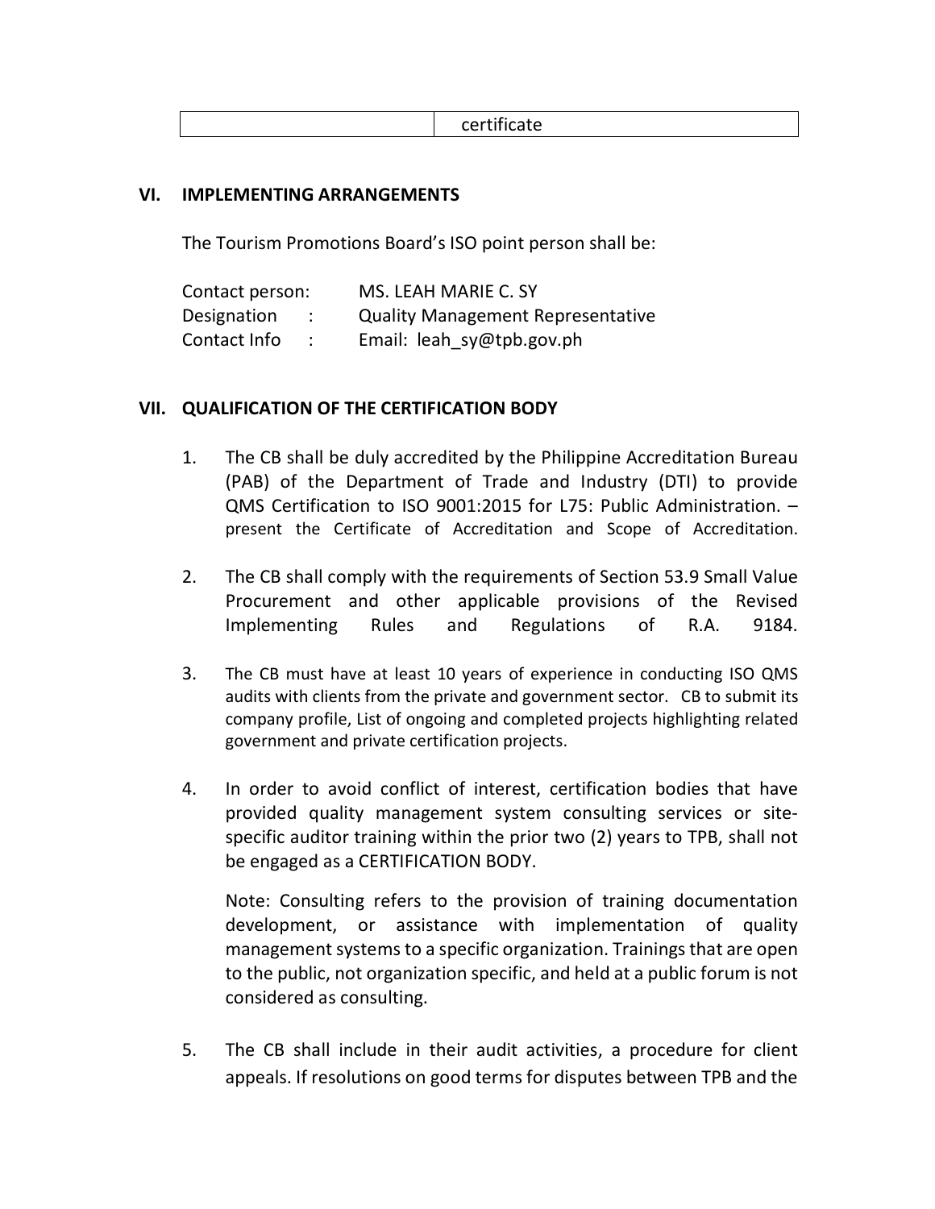| | certificate |
|---|---|

## VI. IMPLEMENTING ARRANGEMENTS

The Tourism Promotions Board's ISO point person shall be:

Contact person: MS. LEAH MARIE C. SY
Designation : Quality Management Representative
Contact Info : Email: leah_sy@tpb.gov.ph

## VII. QUALIFICATION OF THE CERTIFICATION BODY

1. The CB shall be duly accredited by the Philippine Accreditation Bureau (PAB) of the Department of Trade and Industry (DTI) to provide QMS Certification to ISO 9001:2015 for L75: Public Administration. – present the Certificate of Accreditation and Scope of Accreditation.

2. The CB shall comply with the requirements of Section 53.9 Small Value Procurement and other applicable provisions of the Revised Implementing Rules and Regulations of R.A. 9184.

3. The CB must have at least 10 years of experience in conducting ISO QMS audits with clients from the private and government sector. CB to submit its company profile, List of ongoing and completed projects highlighting related government and private certification projects.

4. In order to avoid conflict of interest, certification bodies that have provided quality management system consulting services or site-specific auditor training within the prior two (2) years to TPB, shall not be engaged as a CERTIFICATION BODY.

   Note: Consulting refers to the provision of training documentation development, or assistance with implementation of quality management systems to a specific organization. Trainings that are open to the public, not organization specific, and held at a public forum is not considered as consulting.

5. The CB shall include in their audit activities, a procedure for client appeals. If resolutions on good terms for disputes between TPB and the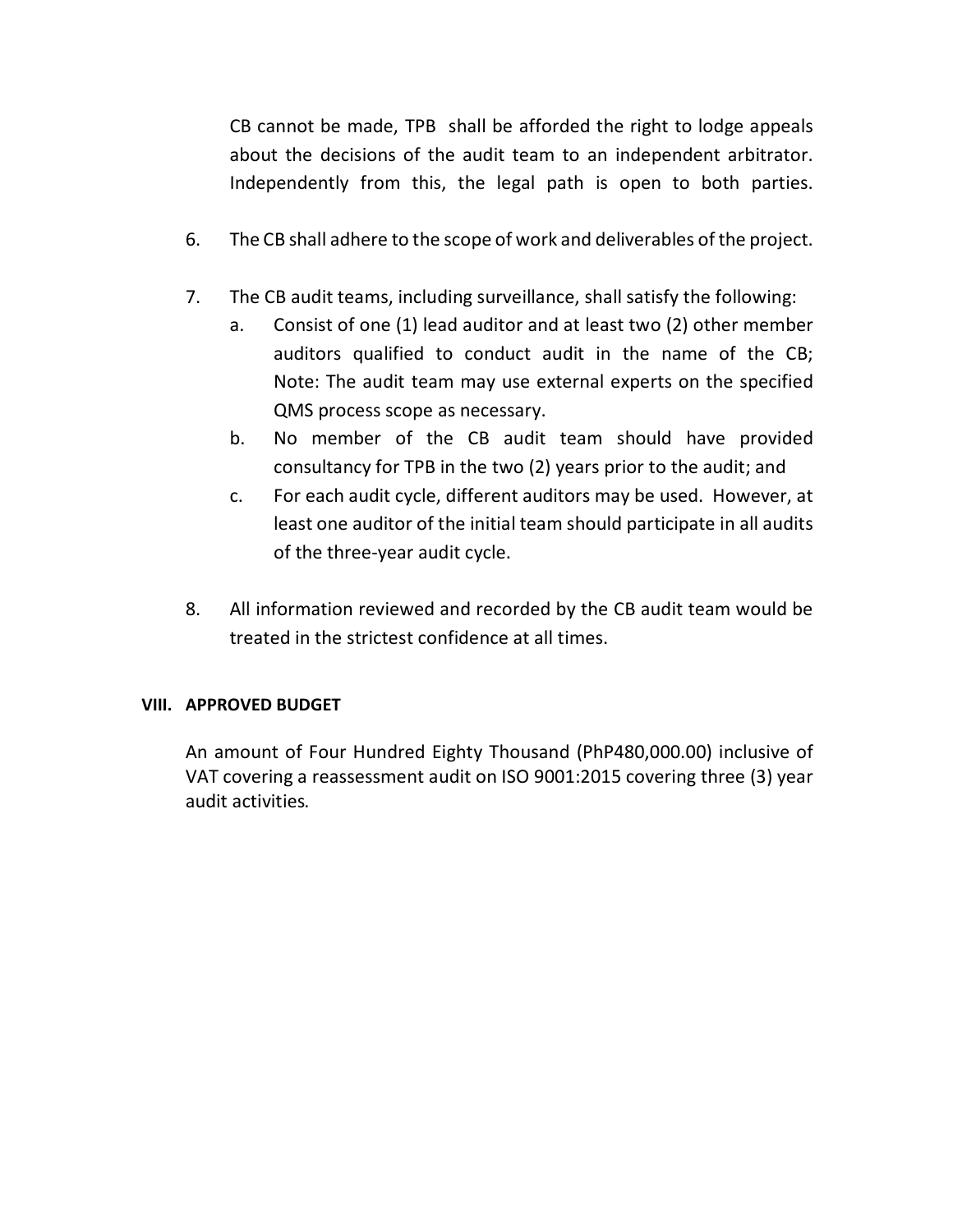CB cannot be made, TPB shall be afforded the right to lodge appeals about the decisions of the audit team to an independent arbitrator. Independently from this, the legal path is open to both parties.

6. The CB shall adhere to the scope of work and deliverables of the project.

7. The CB audit teams, including surveillance, shall satisfy the following:
   a. Consist of one (1) lead auditor and at least two (2) other member auditors qualified to conduct audit in the name of the CB; Note: The audit team may use external experts on the specified QMS process scope as necessary.
   b. No member of the CB audit team should have provided consultancy for TPB in the two (2) years prior to the audit; and
   c. For each audit cycle, different auditors may be used. However, at least one auditor of the initial team should participate in all audits of the three-year audit cycle.

8. All information reviewed and recorded by the CB audit team would be treated in the strictest confidence at all times.

## VIII. APPROVED BUDGET

An amount of Four Hundred Eighty Thousand (PhP480,000.00) inclusive of VAT covering a reassessment audit on ISO 9001:2015 covering three (3) year audit activities.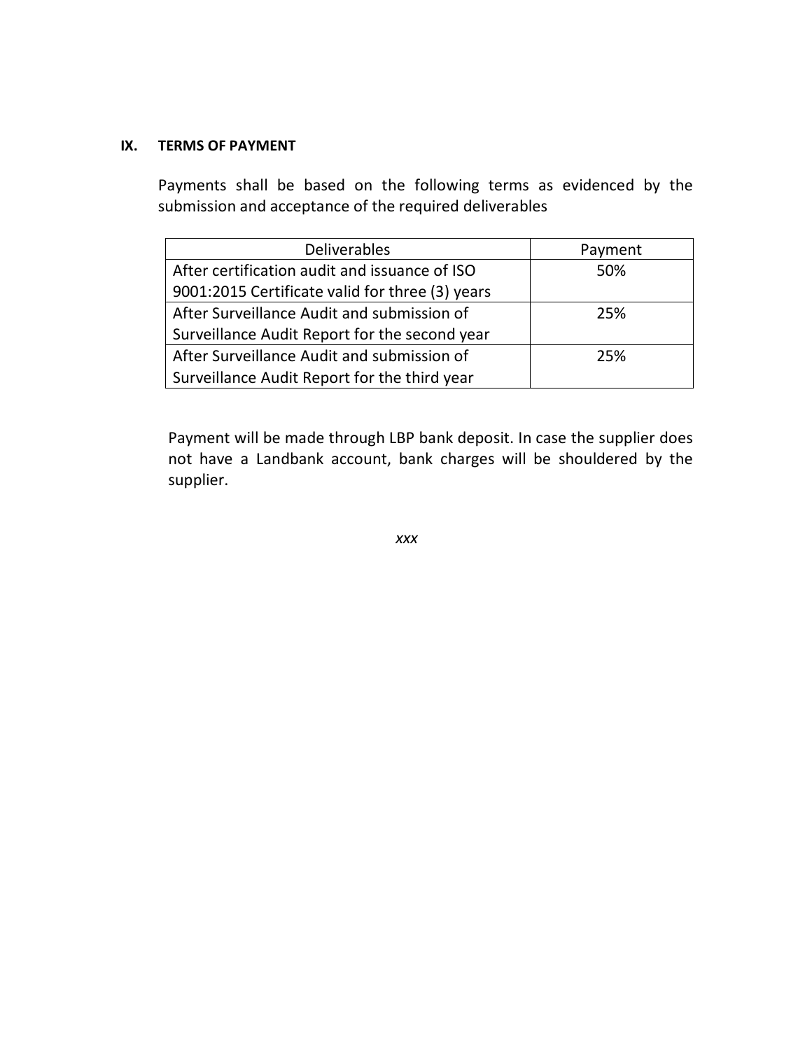## IX. TERMS OF PAYMENT

Payments shall be based on the following terms as evidenced by the submission and acceptance of the required deliverables

| Deliverables | Payment |
|---|---|
| After certification audit and issuance of ISO 9001:2015 Certificate valid for three (3) years | 50% |
| After Surveillance Audit and submission of Surveillance Audit Report for the second year | 25% |
| After Surveillance Audit and submission of Surveillance Audit Report for the third year | 25% |

Payment will be made through LBP bank deposit. In case the supplier does not have a Landbank account, bank charges will be shouldered by the supplier.

*xxx*